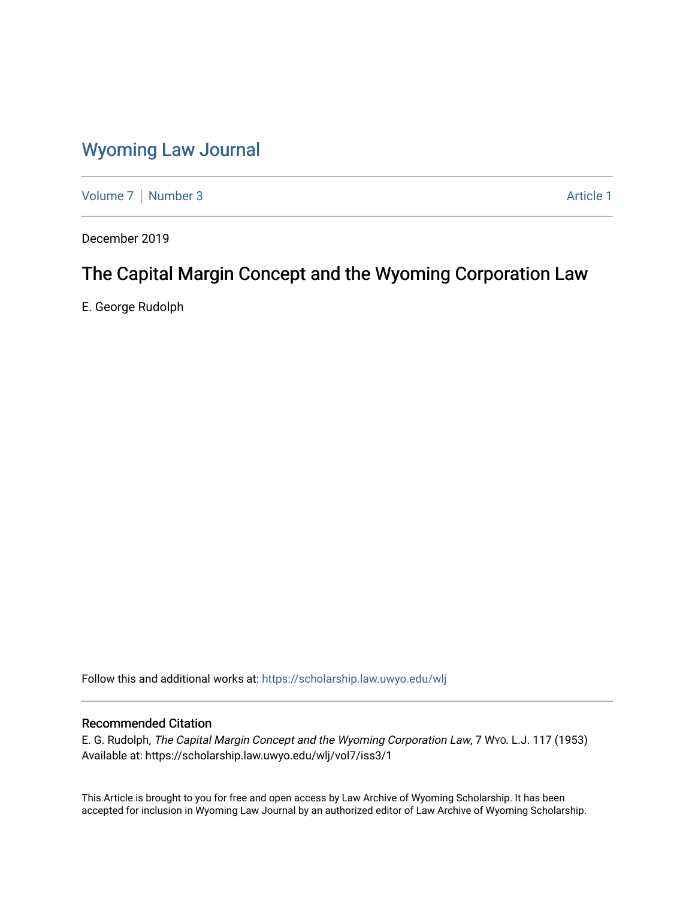# Wyoming Law Journal

Volume 7 | Number 3 | Article 1

December 2019

## The Capital Margin Concept and the Wyoming Corporation Law

E. George Rudolph

Follow this and additional works at: https://scholarship.law.uwyo.edu/wlj

### Recommended Citation

E. G. Rudolph, *The Capital Margin Concept and the Wyoming Corporation Law*, 7 WYO. L.J. 117 (1953)
Available at: https://scholarship.law.uwyo.edu/wlj/vol7/iss3/1

This Article is brought to you for free and open access by Law Archive of Wyoming Scholarship. It has been accepted for inclusion in Wyoming Law Journal by an authorized editor of Law Archive of Wyoming Scholarship.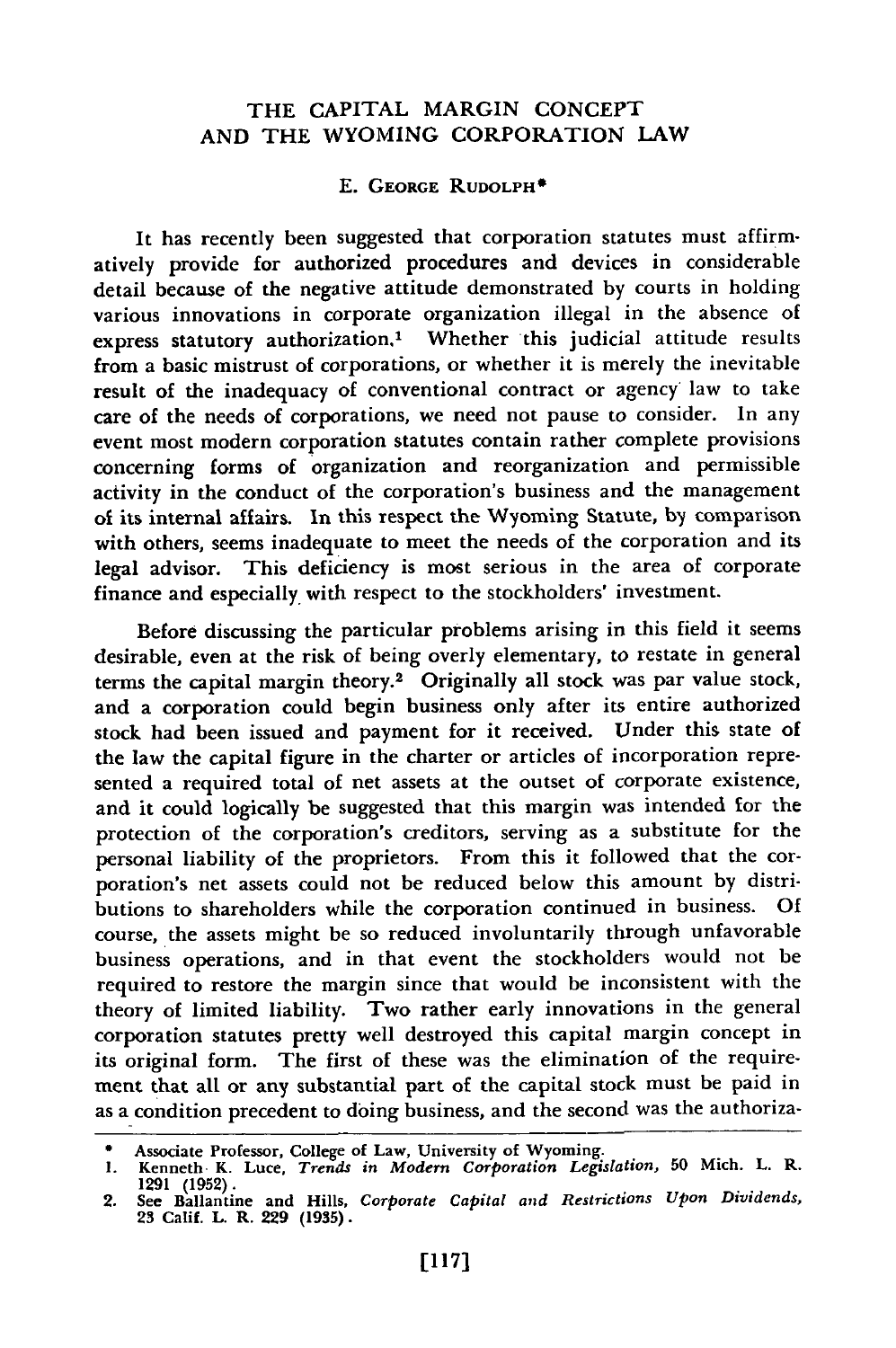# THE CAPITAL MARGIN CONCEPT AND THE WYOMING CORPORATION LAW

E. GEORGE RUDOLPH*

It has recently been suggested that corporation statutes must affirmatively provide for authorized procedures and devices in considerable detail because of the negative attitude demonstrated by courts in holding various innovations in corporate organization illegal in the absence of express statutory authorization.[1] Whether this judicial attitude results from a basic mistrust of corporations, or whether it is merely the inevitable result of the inadequacy of conventional contract or agency law to take care of the needs of corporations, we need not pause to consider. In any event most modern corporation statutes contain rather complete provisions concerning forms of organization and reorganization and permissible activity in the conduct of the corporation's business and the management of its internal affairs. In this respect the Wyoming Statute, by comparison with others, seems inadequate to meet the needs of the corporation and its legal advisor. This deficiency is most serious in the area of corporate finance and especially with respect to the stockholders' investment.

Before discussing the particular problems arising in this field it seems desirable, even at the risk of being overly elementary, to restate in general terms the capital margin theory.[2] Originally all stock was par value stock, and a corporation could begin business only after its entire authorized stock had been issued and payment for it received. Under this state of the law the capital figure in the charter or articles of incorporation represented a required total of net assets at the outset of corporate existence, and it could logically be suggested that this margin was intended for the protection of the corporation's creditors, serving as a substitute for the personal liability of the proprietors. From this it followed that the corporation's net assets could not be reduced below this amount by distributions to shareholders while the corporation continued in business. Of course, the assets might be so reduced involuntarily through unfavorable business operations, and in that event the stockholders would not be required to restore the margin since that would be inconsistent with the theory of limited liability. Two rather early innovations in the general corporation statutes pretty well destroyed this capital margin concept in its original form. The first of these was the elimination of the requirement that all or any substantial part of the capital stock must be paid in as a condition precedent to doing business, and the second was the authoriza-

---

\* Associate Professor, College of Law, University of Wyoming.

1. Kenneth K. Luce, *Trends in Modern Corporation Legislation*, 50 Mich. L. R. 1291 (1952).
2. See Ballantine and Hills, *Corporate Capital and Restrictions Upon Dividends*, 23 Calif. L. R. 229 (1935).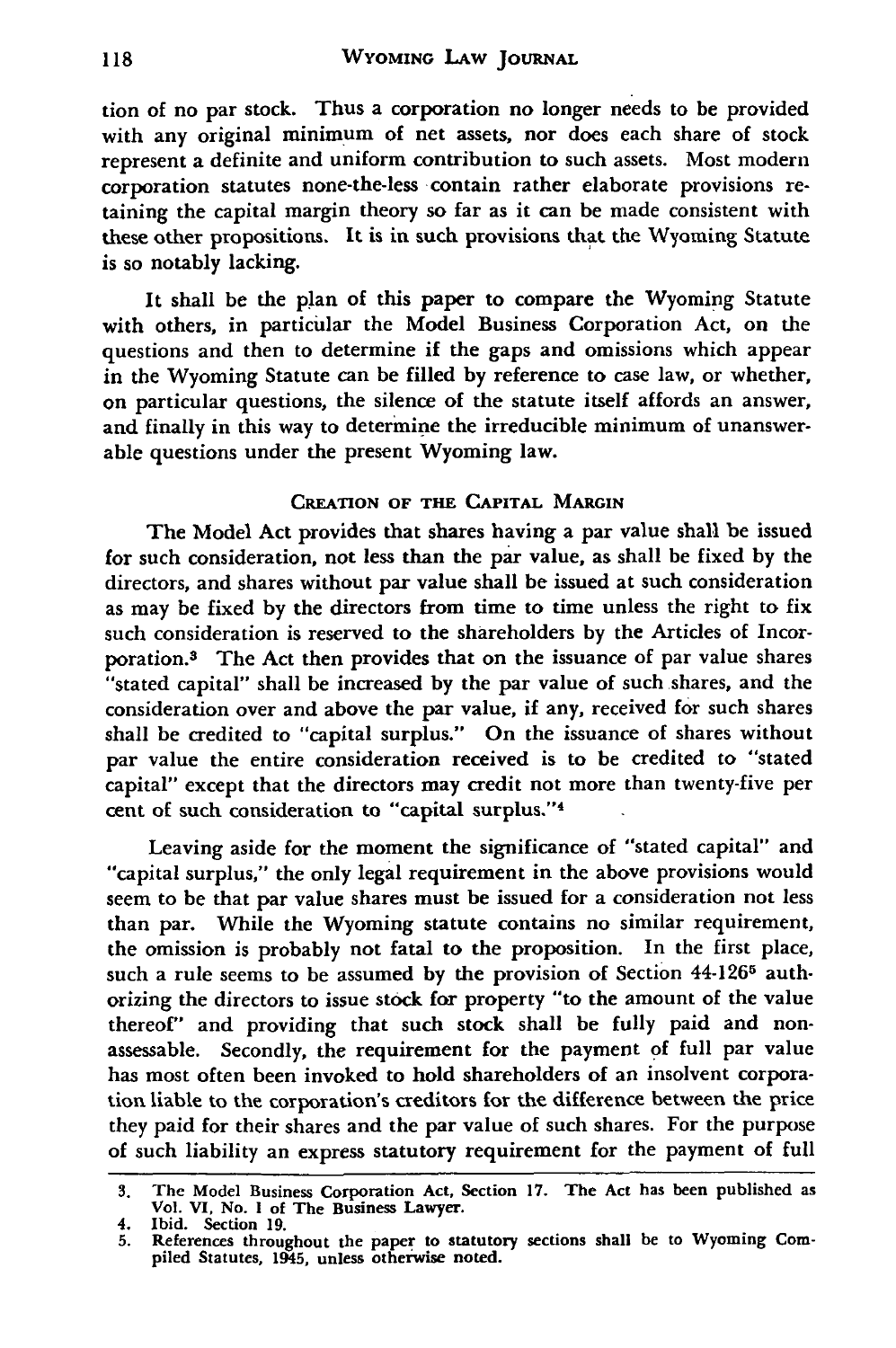tion of no par stock. Thus a corporation no longer needs to be provided with any original minimum of net assets, nor does each share of stock represent a definite and uniform contribution to such assets. Most modern corporation statutes none-the-less contain rather elaborate provisions retaining the capital margin theory so far as it can be made consistent with these other propositions. It is in such provisions that the Wyoming Statute is so notably lacking.

It shall be the plan of this paper to compare the Wyoming Statute with others, in particular the Model Business Corporation Act, on the questions and then to determine if the gaps and omissions which appear in the Wyoming Statute can be filled by reference to case law, or whether, on particular questions, the silence of the statute itself affords an answer, and finally in this way to determine the irreducible minimum of unanswerable questions under the present Wyoming law.

## CREATION OF THE CAPITAL MARGIN

The Model Act provides that shares having a par value shall be issued for such consideration, not less than the par value, as shall be fixed by the directors, and shares without par value shall be issued at such consideration as may be fixed by the directors from time to time unless the right to fix such consideration is reserved to the shareholders by the Articles of Incorporation.[3] The Act then provides that on the issuance of par value shares "stated capital" shall be increased by the par value of such shares, and the consideration over and above the par value, if any, received for such shares shall be credited to "capital surplus." On the issuance of shares without par value the entire consideration received is to be credited to "stated capital" except that the directors may credit not more than twenty-five per cent of such consideration to "capital surplus."[4]

Leaving aside for the moment the significance of "stated capital" and "capital surplus," the only legal requirement in the above provisions would seem to be that par value shares must be issued for a consideration not less than par. While the Wyoming statute contains no similar requirement, the omission is probably not fatal to the proposition. In the first place, such a rule seems to be assumed by the provision of Section 44-126[5] authorizing the directors to issue stock for property "to the amount of the value thereof" and providing that such stock shall be fully paid and non-assessable. Secondly, the requirement for the payment of full par value has most often been invoked to hold shareholders of an insolvent corporation liable to the corporation's creditors for the difference between the price they paid for their shares and the par value of such shares. For the purpose of such liability an express statutory requirement for the payment of full

---

3. The Model Business Corporation Act, Section 17. The Act has been published as Vol. VI, No. 1 of The Business Lawyer.
4. Ibid. Section 19.
5. References throughout the paper to statutory sections shall be to Wyoming Compiled Statutes, 1945, unless otherwise noted.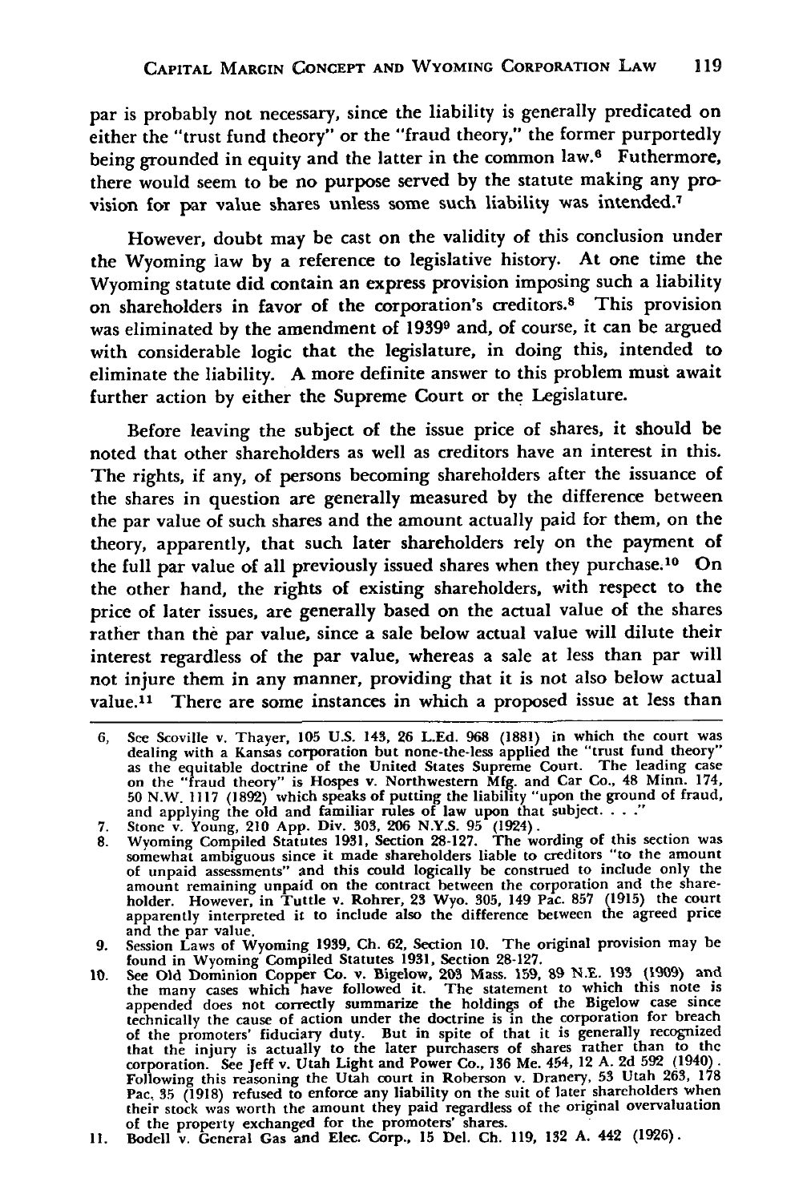par is probably not necessary, since the liability is generally predicated on either the "trust fund theory" or the "fraud theory," the former purportedly being grounded in equity and the latter in the common law.[6] Futhermore, there would seem to be no purpose served by the statute making any provision for par value shares unless some such liability was intended.[7]

However, doubt may be cast on the validity of this conclusion under the Wyoming law by a reference to legislative history. At one time the Wyoming statute did contain an express provision imposing such a liability on shareholders in favor of the corporation's creditors.[8] This provision was eliminated by the amendment of 1939[9] and, of course, it can be argued with considerable logic that the legislature, in doing this, intended to eliminate the liability. A more definite answer to this problem must await further action by either the Supreme Court or the Legislature.

Before leaving the subject of the issue price of shares, it should be noted that other shareholders as well as creditors have an interest in this. The rights, if any, of persons becoming shareholders after the issuance of the shares in question are generally measured by the difference between the par value of such shares and the amount actually paid for them, on the theory, apparently, that such later shareholders rely on the payment of the full par value of all previously issued shares when they purchase.[10] On the other hand, the rights of existing shareholders, with respect to the price of later issues, are generally based on the actual value of the shares rather than the par value, since a sale below actual value will dilute their interest regardless of the par value, whereas a sale at less than par will not injure them in any manner, providing that it is not also below actual value.[11] There are some instances in which a proposed issue at less than

6. See Scoville v. Thayer, 105 U.S. 143, 26 L.Ed. 968 (1881) in which the court was dealing with a Kansas corporation but none-the-less applied the "trust fund theory" as the equitable doctrine of the United States Supreme Court. The leading case on the "fraud theory" is Hospes v. Northwestern Mfg. and Car Co., 48 Minn. 174, 50 N.W. 1117 (1892) which speaks of putting the liability "upon the ground of fraud, and applying the old and familiar rules of law upon that subject. . . ."
7. Stone v. Young, 210 App. Div. 303, 206 N.Y.S. 95 (1924).
8. Wyoming Compiled Statutes 1931, Section 28-127. The wording of this section was somewhat ambiguous since it made shareholders liable to creditors "to the amount of unpaid assessments" and this could logically be construed to include only the amount remaining unpaid on the contract between the corporation and the shareholder. However, in Tuttle v. Rohrer, 23 Wyo. 305, 149 Pac. 857 (1915) the court apparently interpreted it to include also the difference between the agreed price and the par value.
9. Session Laws of Wyoming 1939, Ch. 62, Section 10. The original provision may be found in Wyoming Compiled Statutes 1931, Section 28-127.
10. See Old Dominion Copper Co. v. Bigelow, 203 Mass. 159, 89 N.E. 193 (1909) and the many cases which have followed it. The statement to which this note is appended does not correctly summarize the holdings of the Bigelow case since technically the cause of action under the doctrine is in the corporation for breach of the promoters' fiduciary duty. But in spite of that it is generally recognized that the injury is actually to the later purchasers of shares rather than to the corporation. See Jeff v. Utah Light and Power Co., 136 Me. 454, 12 A. 2d 592 (1940). Following this reasoning the Utah court in Roberson v. Dranery, 53 Utah 263, 178 Pac. 35 (1918) refused to enforce any liability on the suit of later shareholders when their stock was worth the amount they paid regardless of the original overvaluation of the property exchanged for the promoters' shares.
11. Bodell v. General Gas and Elec. Corp., 15 Del. Ch. 119, 132 A. 442 (1926).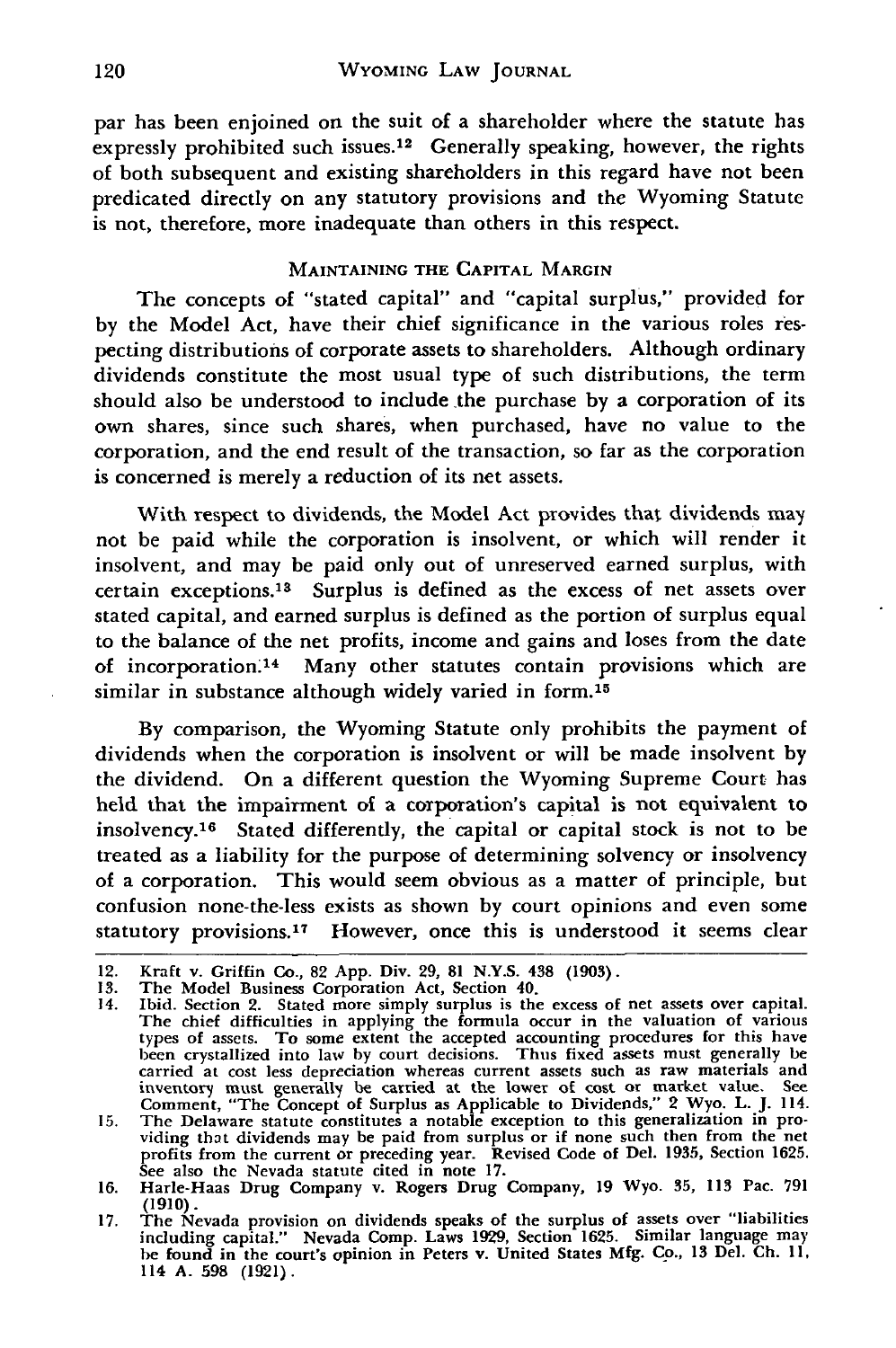par has been enjoined on the suit of a shareholder where the statute has expressly prohibited such issues.[12] Generally speaking, however, the rights of both subsequent and existing shareholders in this regard have not been predicated directly on any statutory provisions and the Wyoming Statute is not, therefore, more inadequate than others in this respect.

### MAINTAINING THE CAPITAL MARGIN

The concepts of "stated capital" and "capital surplus," provided for by the Model Act, have their chief significance in the various roles respecting distributions of corporate assets to shareholders. Although ordinary dividends constitute the most usual type of such distributions, the term should also be understood to include the purchase by a corporation of its own shares, since such shares, when purchased, have no value to the corporation, and the end result of the transaction, so far as the corporation is concerned is merely a reduction of its net assets.

With respect to dividends, the Model Act provides that dividends may not be paid while the corporation is insolvent, or which will render it insolvent, and may be paid only out of unreserved earned surplus, with certain exceptions.[13] Surplus is defined as the excess of net assets over stated capital, and earned surplus is defined as the portion of surplus equal to the balance of the net profits, income and gains and loses from the date of incorporation.[14] Many other statutes contain provisions which are similar in substance although widely varied in form.[15]

By comparison, the Wyoming Statute only prohibits the payment of dividends when the corporation is insolvent or will be made insolvent by the dividend. On a different question the Wyoming Supreme Court has held that the impairment of a corporation's capital is not equivalent to insolvency.[16] Stated differently, the capital or capital stock is not to be treated as a liability for the purpose of determining solvency or insolvency of a corporation. This would seem obvious as a matter of principle, but confusion none-the-less exists as shown by court opinions and even some statutory provisions.[17] However, once this is understood it seems clear

---

12. Kraft v. Griffin Co., 82 App. Div. 29, 81 N.Y.S. 438 (1903).
13. The Model Business Corporation Act, Section 40.
14. Ibid. Section 2. Stated more simply surplus is the excess of net assets over capital. The chief difficulties in applying the formula occur in the valuation of various types of assets. To some extent the accepted accounting procedures for this have been crystallized into law by court decisions. Thus fixed assets must generally be carried at cost less depreciation whereas current assets such as raw materials and inventory must generally be carried at the lower of cost or market value. See Comment, "The Concept of Surplus as Applicable to Dividends," 2 Wyo. L. J. 114.
15. The Delaware statute constitutes a notable exception to this generalization in providing that dividends may be paid from surplus or if none such then from the net profits from the current or preceding year. Revised Code of Del. 1935, Section 1625. See also the Nevada statute cited in note 17.
16. Harle-Haas Drug Company v. Rogers Drug Company, 19 Wyo. 35, 113 Pac. 791 (1910).
17. The Nevada provision on dividends speaks of the surplus of assets over "liabilities including capital." Nevada Comp. Laws 1929, Section 1625. Similar language may be found in the court's opinion in Peters v. United States Mfg. Co., 13 Del. Ch. 11, 114 A. 598 (1921).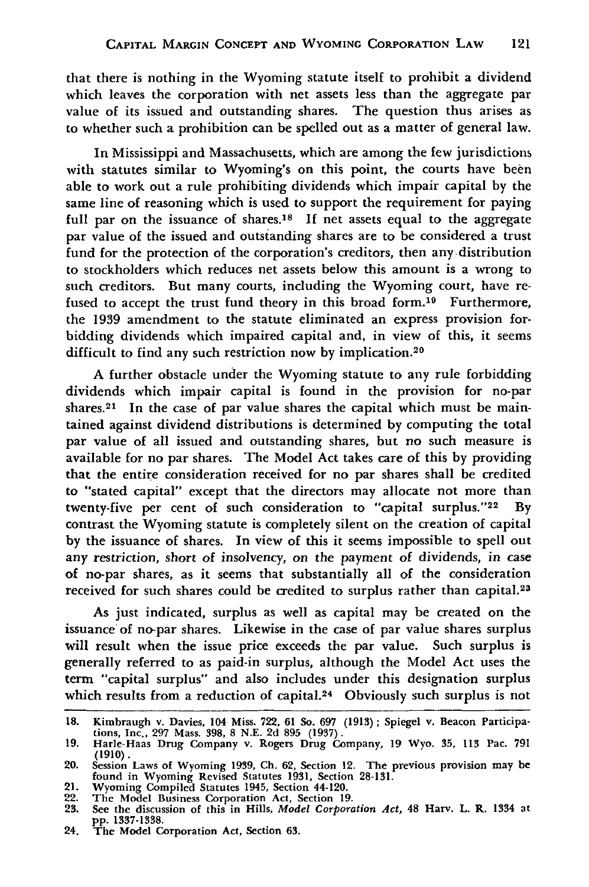that there is nothing in the Wyoming statute itself to prohibit a dividend which leaves the corporation with net assets less than the aggregate par value of its issued and outstanding shares. The question thus arises as to whether such a prohibition can be spelled out as a matter of general law.

In Mississippi and Massachusetts, which are among the few jurisdictions with statutes similar to Wyoming's on this point, the courts have been able to work out a rule prohibiting dividends which impair capital by the same line of reasoning which is used to support the requirement for paying full par on the issuance of shares.[18] If net assets equal to the aggregate par value of the issued and outstanding shares are to be considered a trust fund for the protection of the corporation's creditors, then any distribution to stockholders which reduces net assets below this amount is a wrong to such creditors. But many courts, including the Wyoming court, have refused to accept the trust fund theory in this broad form.[19] Furthermore, the 1939 amendment to the statute eliminated an express provision forbidding dividends which impaired capital and, in view of this, it seems difficult to find any such restriction now by implication.[20]

A further obstacle under the Wyoming statute to any rule forbidding dividends which impair capital is found in the provision for no-par shares.[21] In the case of par value shares the capital which must be maintained against dividend distributions is determined by computing the total par value of all issued and outstanding shares, but no such measure is available for no par shares. The Model Act takes care of this by providing that the entire consideration received for no par shares shall be credited to "stated capital" except that the directors may allocate not more than twenty-five per cent of such consideration to "capital surplus."[22] By contrast the Wyoming statute is completely silent on the creation of capital by the issuance of shares. In view of this it seems impossible to spell out any *restriction, short of insolvency, on the payment of dividends, in case* of no-par shares, as it seems that substantially all of the consideration received for such shares could be credited to surplus rather than capital.[23]

As just indicated, surplus as well as capital may be created on the issuance of no-par shares. Likewise in the case of par value shares surplus will result when the issue price exceeds the par value. Such surplus is generally referred to as paid-in surplus, although the Model Act uses the term "capital surplus" and also includes under this designation surplus which results from a reduction of capital.[24] Obviously such surplus is not

---

18. Kimbraugh v. Davies, 104 Miss. 722, 61 So. 697 (1913); Spiegel v. Beacon Participations, Inc., 297 Mass. 398, 8 N.E. 2d 895 (1937).
19. Harle-Haas Drug Company v. Rogers Drug Company, 19 Wyo. 35, 113 Pac. 791 (1910).
20. Session Laws of Wyoming 1939, Ch. 62, Section 12. The previous provision may be found in Wyoming Revised Statutes 1931, Section 28-131.
21. Wyoming Compiled Statutes 1945, Section 44-120.
22. The Model Business Corporation Act, Section 19.
23. See the discussion of this in Hills, *Model Corporation Act*, 48 Harv. L. R. 1334 at pp. 1337-1338.
24. The Model Corporation Act, Section 63.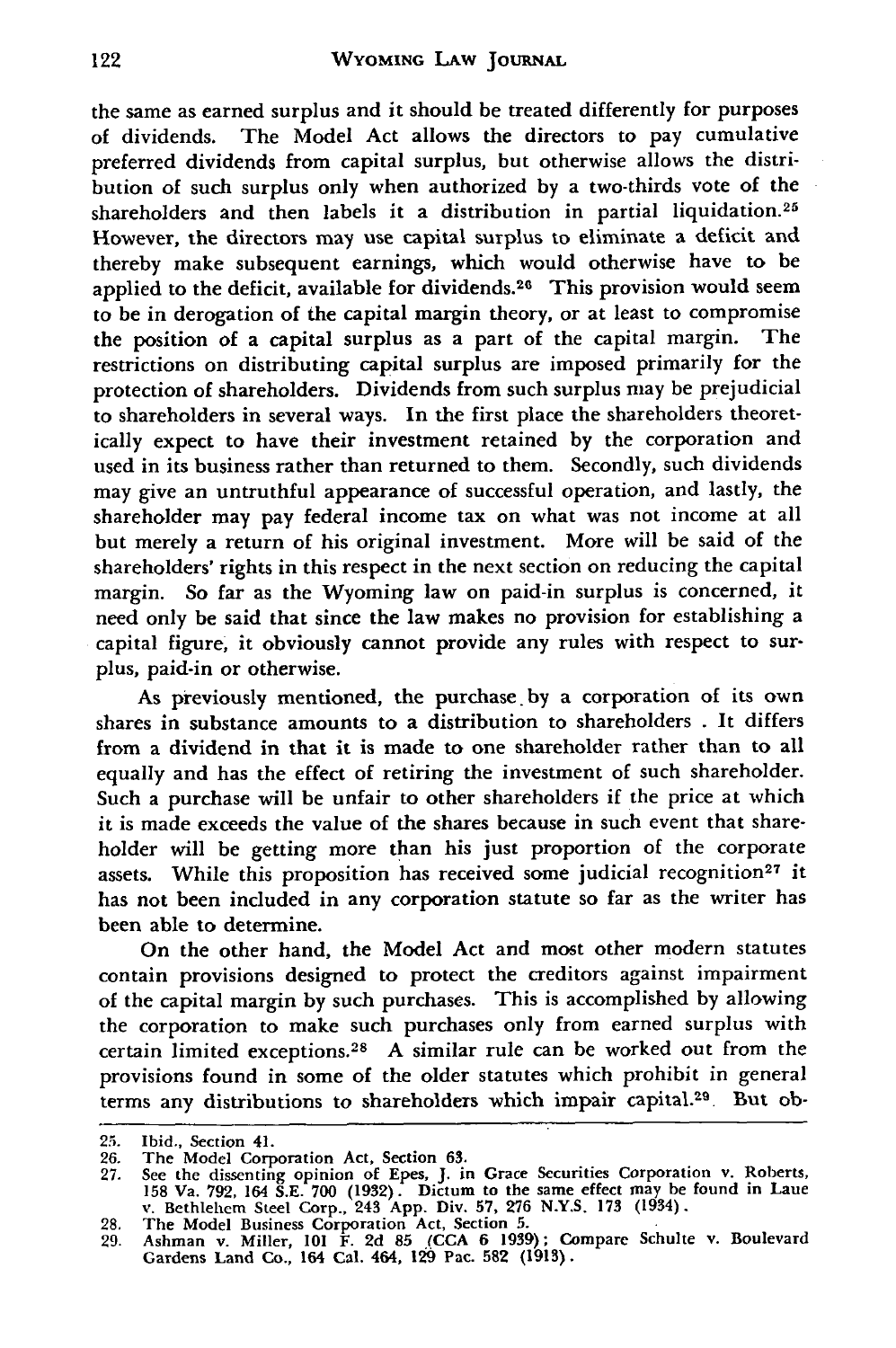the same as earned surplus and it should be treated differently for purposes of dividends. The Model Act allows the directors to pay cumulative preferred dividends from capital surplus, but otherwise allows the distribution of such surplus only when authorized by a two-thirds vote of the shareholders and then labels it a distribution in partial liquidation.[25] However, the directors may use capital surplus to eliminate a deficit and thereby make subsequent earnings, which would otherwise have to be applied to the deficit, available for dividends.[26] This provision would seem to be in derogation of the capital margin theory, or at least to compromise the position of a capital surplus as a part of the capital margin. The restrictions on distributing capital surplus are imposed primarily for the protection of shareholders. Dividends from such surplus may be prejudicial to shareholders in several ways. In the first place the shareholders theoretically expect to have their investment retained by the corporation and used in its business rather than returned to them. Secondly, such dividends may give an untruthful appearance of successful operation, and lastly, the shareholder may pay federal income tax on what was not income at all but merely a return of his original investment. More will be said of the shareholders' rights in this respect in the next section on reducing the capital margin. So far as the Wyoming law on paid-in surplus is concerned, it need only be said that since the law makes no provision for establishing a capital figure, it obviously cannot provide any rules with respect to surplus, paid-in or otherwise.

As previously mentioned, the purchase by a corporation of its own shares in substance amounts to a distribution to shareholders . It differs from a dividend in that it is made to one shareholder rather than to all equally and has the effect of retiring the investment of such shareholder. Such a purchase will be unfair to other shareholders if the price at which it is made exceeds the value of the shares because in such event that shareholder will be getting more than his just proportion of the corporate assets. While this proposition has received some judicial recognition[27] it has not been included in any corporation statute so far as the writer has been able to determine.

On the other hand, the Model Act and most other modern statutes contain provisions designed to protect the creditors against impairment of the capital margin by such purchases. This is accomplished by allowing the corporation to make such purchases only from earned surplus with certain limited exceptions.[28] A similar rule can be worked out from the provisions found in some of the older statutes which prohibit in general terms any distributions to shareholders which impair capital.[29] But ob-

25. Ibid., Section 41.
26. The Model Corporation Act, Section 63.
27. See the dissenting opinion of Epes, J. in Grace Securities Corporation v. Roberts, 158 Va. 792, 164 S.E. 700 (1932). Dictum to the same effect may be found in Laue v. Bethlehem Steel Corp., 243 App. Div. 57, 276 N.Y.S. 173 (1934).
28. The Model Business Corporation Act, Section 5.
29. Ashman v. Miller, 101 F. 2d 85 (CCA 6 1939); Compare Schulte v. Boulevard Gardens Land Co., 164 Cal. 464, 129 Pac. 582 (1913).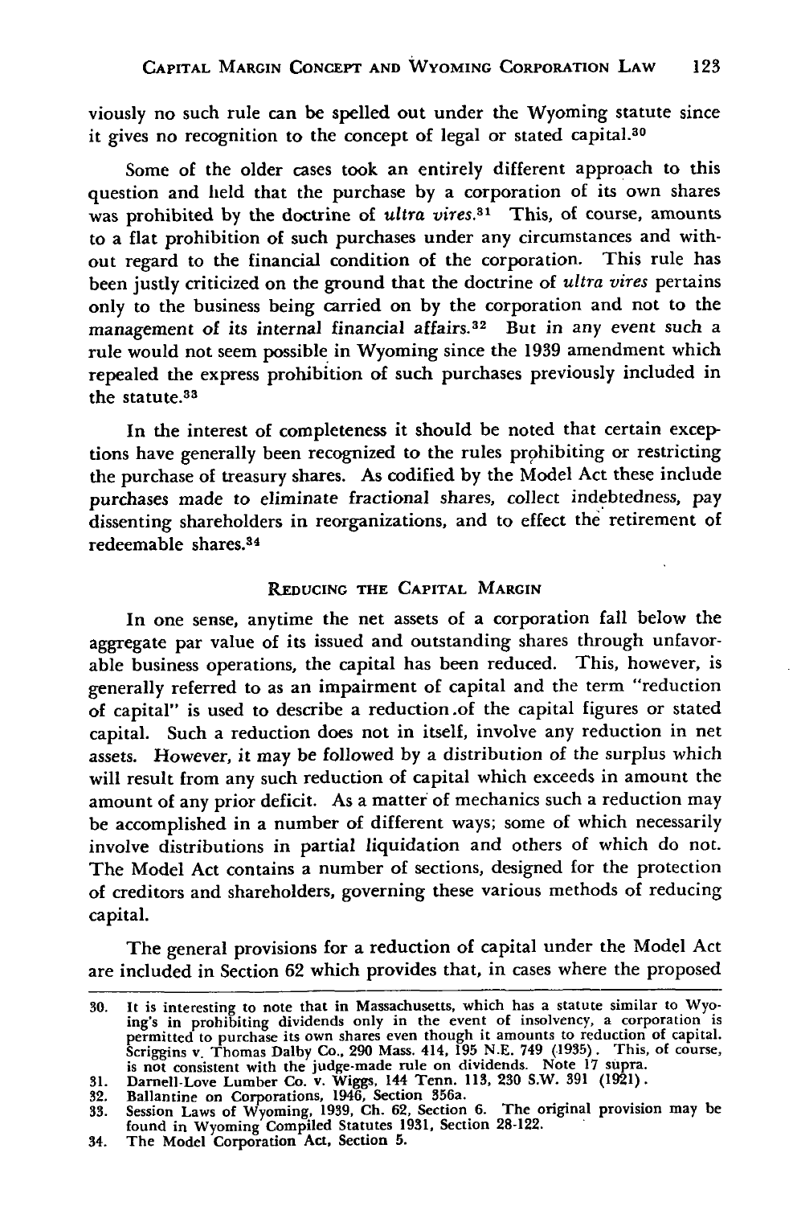viously no such rule can be spelled out under the Wyoming statute since it gives no recognition to the concept of legal or stated capital.[30]

Some of the older cases took an entirely different approach to this question and held that the purchase by a corporation of its own shares was prohibited by the doctrine of *ultra vires*.[31] This, of course, amounts to a flat prohibition of such purchases under any circumstances and without regard to the financial condition of the corporation. This rule has been justly criticized on the ground that the doctrine of *ultra vires* pertains only to the business being carried on by the corporation and not to the management of its internal financial affairs.[32] But in any event such a rule would not seem possible in Wyoming since the 1939 amendment which repealed the express prohibition of such purchases previously included in the statute.[33]

In the interest of completeness it should be noted that certain exceptions have generally been recognized to the rules prohibiting or restricting the purchase of treasury shares. As codified by the Model Act these include purchases made to eliminate fractional shares, collect indebtedness, pay dissenting shareholders in reorganizations, and to effect the retirement of redeemable shares.[34]

## REDUCING THE CAPITAL MARGIN

In one sense, anytime the net assets of a corporation fall below the aggregate par value of its issued and outstanding shares through unfavorable business operations, the capital has been reduced. This, however, is generally referred to as an impairment of capital and the term "reduction of capital" is used to describe a reduction of the capital figures or stated capital. Such a reduction does not in itself, involve any reduction in net assets. However, it may be followed by a distribution of the surplus which will result from any such reduction of capital which exceeds in amount the amount of any prior deficit. As a matter of mechanics such a reduction may be accomplished in a number of different ways; some of which necessarily involve distributions in partial liquidation and others of which do not. The Model Act contains a number of sections, designed for the protection of creditors and shareholders, governing these various methods of reducing capital.

The general provisions for a reduction of capital under the Model Act are included in Section 62 which provides that, in cases where the proposed

---

30. It is interesting to note that in Massachusetts, which has a statute similar to Wyoming's in prohibiting dividends only in the event of insolvency, a corporation is permitted to purchase its own shares even though it amounts to reduction of capital. Scriggins v. Thomas Dalby Co., 290 Mass. 414, 195 N.E. 749 (1935). This, of course, is not consistent with the judge-made rule on dividends. Note 17 supra.
31. Darnell-Love Lumber Co. v. Wiggs, 144 Tenn. 113, 230 S.W. 391 (1921).
32. Ballantine on Corporations, 1946, Section 356a.
33. Session Laws of Wyoming, 1939, Ch. 62, Section 6. The original provision may be found in Wyoming Compiled Statutes 1931, Section 28-122.
34. The Model Corporation Act, Section 5.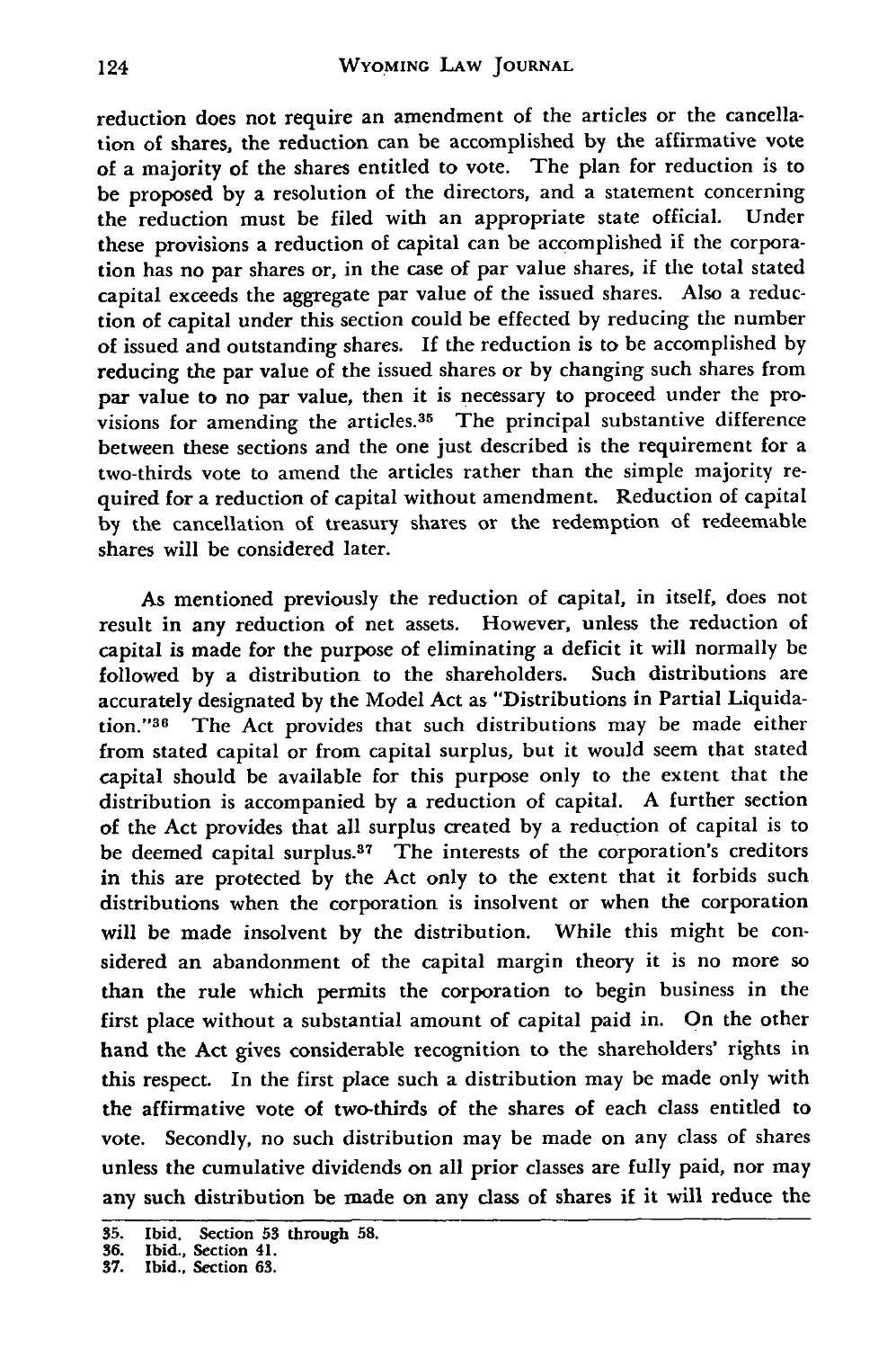reduction does not require an amendment of the articles or the cancellation of shares, the reduction can be accomplished by the affirmative vote of a majority of the shares entitled to vote. The plan for reduction is to be proposed by a resolution of the directors, and a statement concerning the reduction must be filed with an appropriate state official. Under these provisions a reduction of capital can be accomplished if the corporation has no par shares or, in the case of par value shares, if the total stated capital exceeds the aggregate par value of the issued shares. Also a reduction of capital under this section could be effected by reducing the number of issued and outstanding shares. If the reduction is to be accomplished by reducing the par value of the issued shares or by changing such shares from par value to no par value, then it is necessary to proceed under the provisions for amending the articles.[35] The principal substantive difference between these sections and the one just described is the requirement for a two-thirds vote to amend the articles rather than the simple majority required for a reduction of capital without amendment. Reduction of capital by the cancellation of treasury shares or the redemption of redeemable shares will be considered later.

As mentioned previously the reduction of capital, in itself, does not result in any reduction of net assets. However, unless the reduction of capital is made for the purpose of eliminating a deficit it will normally be followed by a distribution to the shareholders. Such distributions are accurately designated by the Model Act as "Distributions in Partial Liquidation."[36] The Act provides that such distributions may be made either from stated capital or from capital surplus, but it would seem that stated capital should be available for this purpose only to the extent that the distribution is accompanied by a reduction of capital. A further section of the Act provides that all surplus created by a reduction of capital is to be deemed capital surplus.[37] The interests of the corporation's creditors in this are protected by the Act only to the extent that it forbids such distributions when the corporation is insolvent or when the corporation will be made insolvent by the distribution. While this might be considered an abandonment of the capital margin theory it is no more so than the rule which permits the corporation to begin business in the first place without a substantial amount of capital paid in. On the other hand the Act gives considerable recognition to the shareholders' rights in this respect. In the first place such a distribution may be made only with the affirmative vote of two-thirds of the shares of each class entitled to vote. Secondly, no such distribution may be made on any class of shares unless the cumulative dividends on all prior classes are fully paid, nor may any such distribution be made on any class of shares if it will reduce the

35. Ibid. Section 53 through 58.
36. Ibid., Section 41.
37. Ibid., Section 63.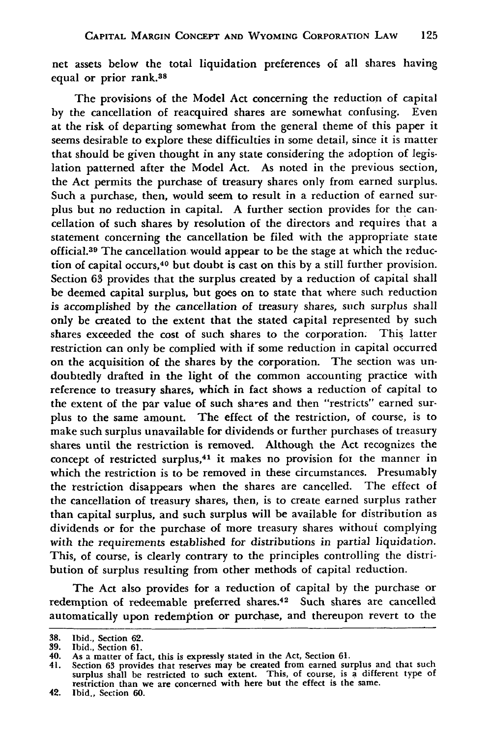net assets below the total liquidation preferences of all shares having equal or prior rank.[38]

The provisions of the Model Act concerning the reduction of capital by the cancellation of reacquired shares are somewhat confusing. Even at the risk of departing somewhat from the general theme of this paper it seems desirable to explore these difficulties in some detail, since it is matter that should be given thought in any state considering the adoption of legislation patterned after the Model Act. As noted in the previous section, the Act permits the purchase of treasury shares only from earned surplus. Such a purchase, then, would seem to result in a reduction of earned surplus but no reduction in capital. A further section provides for the cancellation of such shares by resolution of the directors and requires that a statement concerning the cancellation be filed with the appropriate state official.[39] The cancellation would appear to be the stage at which the reduction of capital occurs,[40] but doubt is cast on this by a still further provision. Section 63 provides that the surplus created by a reduction of capital shall be deemed capital surplus, but goes on to state that where such reduction *is accomplished by the cancellation of treasury shares, such surplus shall only be created to the extent that the stated capital represented by such shares exceeded the cost of such shares to the corporation.* This latter restriction can only be complied with if some reduction in capital occurred on the acquisition of the shares by the corporation. The section was undoubtedly drafted in the light of the common accounting practice with reference to treasury shares, which in fact shows a reduction of capital to the extent of the par value of such shares and then "restricts" earned surplus to the same amount. The effect of the restriction, of course, is to make such surplus unavailable for dividends or further purchases of treasury shares until the restriction is removed. Although the Act recognizes the concept of restricted surplus,[41] it makes no provision for the manner in which the restriction is to be removed in these circumstances. Presumably the restriction disappears when the shares are cancelled. The effect of the cancellation of treasury shares, then, is to create earned surplus rather than capital surplus, and such surplus will be available for distribution as dividends or for the purchase of more treasury shares without complying with the requirements established for distributions in partial liquidation. This, of course, is clearly contrary to the principles controlling the distribution of surplus resulting from other methods of capital reduction.

The Act also provides for a reduction of capital by the purchase or redemption of redeemable preferred shares.[42] Such shares are cancelled automatically upon redemption or purchase, and thereupon revert to the

---

38. Ibid., Section 62.
39. Ibid., Section 61.
40. As a matter of fact, this is expressly stated in the Act, Section 61.
41. Section 63 provides that reserves may be created from earned surplus and that such surplus shall be restricted to such extent. This, of course, is a different type of restriction than we are concerned with here but the effect is the same.
42. Ibid., Section 60.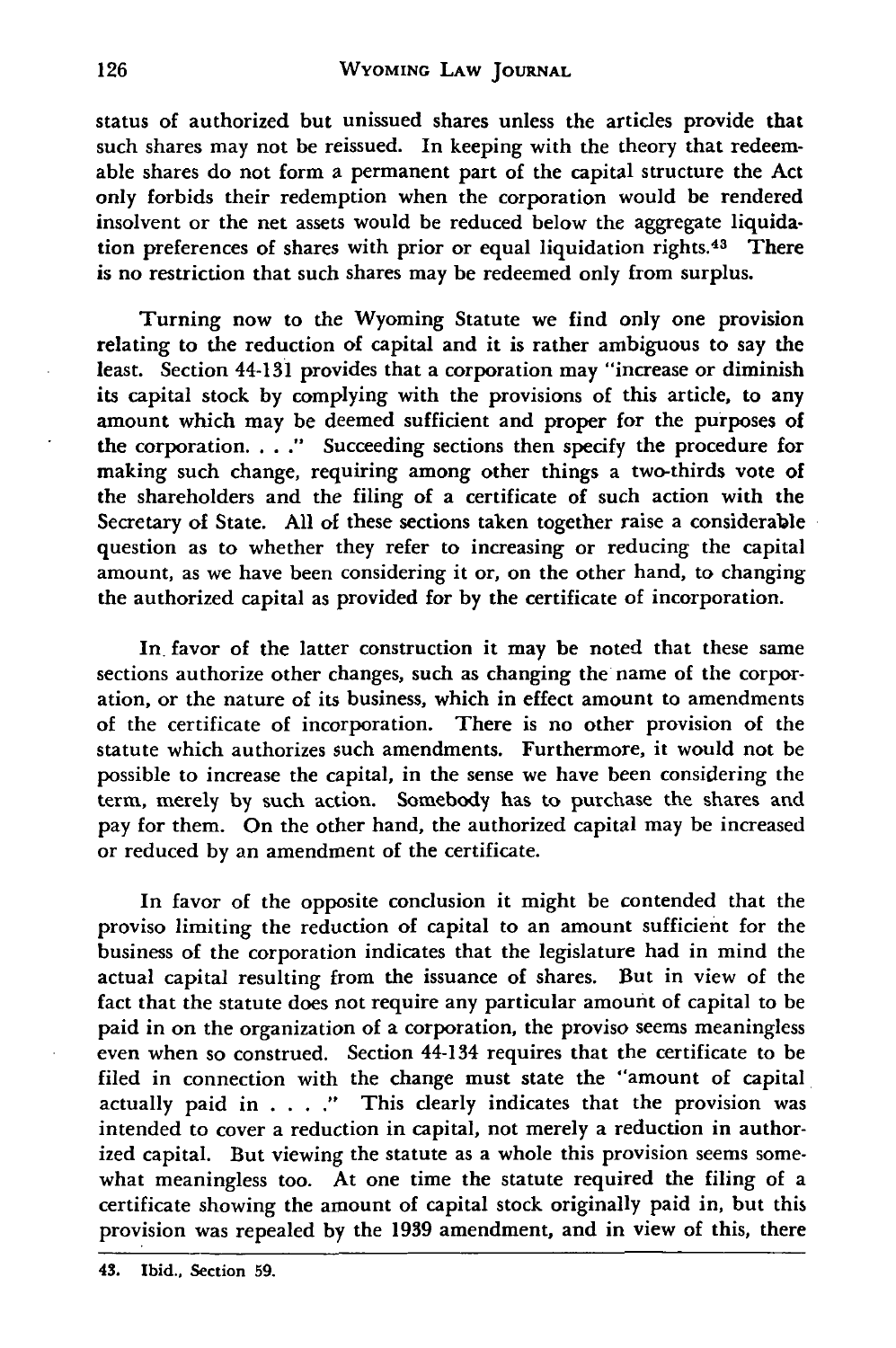status of authorized but unissued shares unless the articles provide that such shares may not be reissued. In keeping with the theory that redeemable shares do not form a permanent part of the capital structure the Act only forbids their redemption when the corporation would be rendered insolvent or the net assets would be reduced below the aggregate liquidation preferences of shares with prior or equal liquidation rights.[43] There is no restriction that such shares may be redeemed only from surplus.

Turning now to the Wyoming Statute we find only one provision relating to the reduction of capital and it is rather ambiguous to say the least. Section 44-131 provides that a corporation may "increase or diminish its capital stock by complying with the provisions of this article, to any amount which may be deemed sufficient and proper for the purposes of the corporation. . . ." Succeeding sections then specify the procedure for making such change, requiring among other things a two-thirds vote of the shareholders and the filing of a certificate of such action with the Secretary of State. All of these sections taken together raise a considerable question as to whether they refer to increasing or reducing the capital amount, as we have been considering it or, on the other hand, to changing the authorized capital as provided for by the certificate of incorporation.

In favor of the latter construction it may be noted that these same sections authorize other changes, such as changing the name of the corporation, or the nature of its business, which in effect amount to amendments of the certificate of incorporation. There is no other provision of the statute which authorizes such amendments. Furthermore, it would not be possible to increase the capital, in the sense we have been considering the term, merely by such action. Somebody has to purchase the shares and pay for them. On the other hand, the authorized capital may be increased or reduced by an amendment of the certificate.

In favor of the opposite conclusion it might be contended that the proviso limiting the reduction of capital to an amount sufficient for the business of the corporation indicates that the legislature had in mind the actual capital resulting from the issuance of shares. But in view of the fact that the statute does not require any particular amount of capital to be paid in on the organization of a corporation, the proviso seems meaningless even when so construed. Section 44-134 requires that the certificate to be filed in connection with the change must state the "amount of capital actually paid in . . . ." This clearly indicates that the provision was intended to cover a reduction in capital, not merely a reduction in authorized capital. But viewing the statute as a whole this provision seems somewhat meaningless too. At one time the statute required the filing of a certificate showing the amount of capital stock originally paid in, but this provision was repealed by the 1939 amendment, and in view of this, there

43. Ibid., Section 59.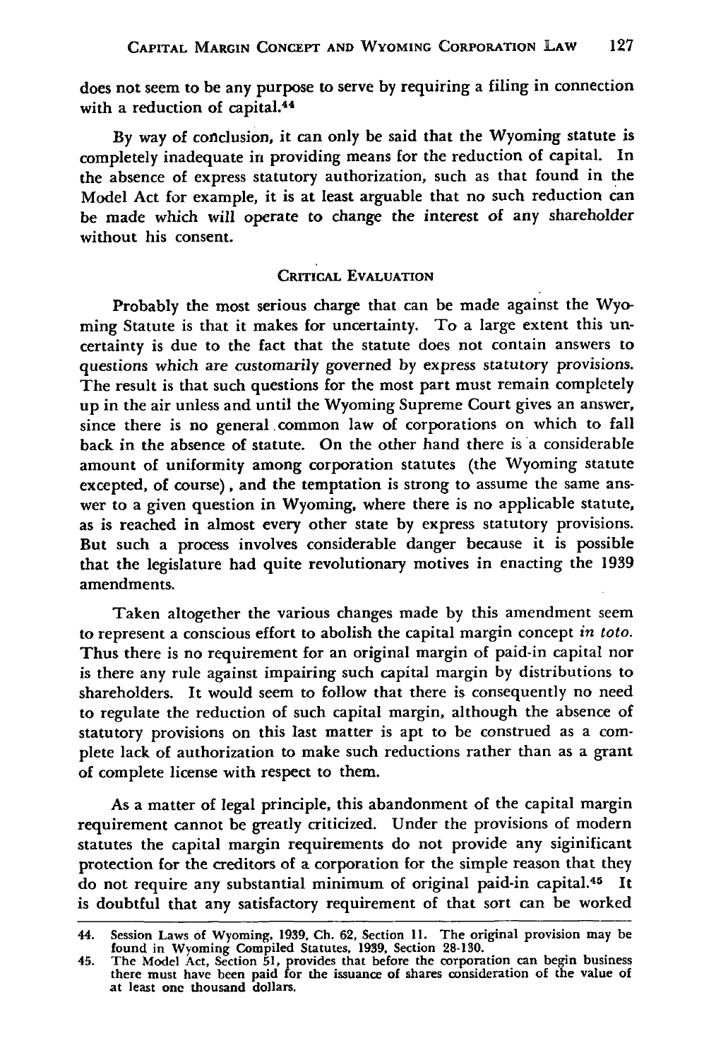does not seem to be any purpose to serve by requiring a filing in connection with a reduction of capital.[44]

By way of conclusion, it can only be said that the Wyoming statute is completely inadequate in providing means for the reduction of capital. In the absence of express statutory authorization, such as that found in the Model Act for example, it is at least arguable that no such reduction can be made which will operate to change the interest of any shareholder without his consent.

## CRITICAL EVALUATION

Probably the most serious charge that can be made against the Wyoming Statute is that it makes for uncertainty. To a large extent this uncertainty is due to the fact that the statute does not contain answers to questions which are customarily governed by express statutory provisions. The result is that such questions for the most part must remain completely up in the air unless and until the Wyoming Supreme Court gives an answer, since there is no general common law of corporations on which to fall back in the absence of statute. On the other hand there is a considerable amount of uniformity among corporation statutes (the Wyoming statute excepted, of course), and the temptation is strong to assume the same answer to a given question in Wyoming, where there is no applicable statute, as is reached in almost every other state by express statutory provisions. But such a process involves considerable danger because it is possible that the legislature had quite revolutionary motives in enacting the 1939 amendments.

Taken altogether the various changes made by this amendment seem to represent a conscious effort to abolish the capital margin concept *in toto*. Thus there is no requirement for an original margin of paid-in capital nor is there any rule against impairing such capital margin by distributions to shareholders. It would seem to follow that there is consequently no need to regulate the reduction of such capital margin, although the absence of statutory provisions on this last matter is apt to be construed as a complete lack of authorization to make such reductions rather than as a grant of complete license with respect to them.

As a matter of legal principle, this abandonment of the capital margin requirement cannot be greatly criticized. Under the provisions of modern statutes the capital margin requirements do not provide any siginificant protection for the creditors of a corporation for the simple reason that they do not require any substantial minimum of original paid-in capital.[45] It is doubtful that any satisfactory requirement of that sort can be worked

---

44. Session Laws of Wyoming, 1939, Ch. 62, Section 11. The original provision may be found in Wyoming Compiled Statutes, 1939, Section 28-130.
45. The Model Act, Section 51, provides that before the corporation can begin business there must have been paid for the issuance of shares consideration of the value of at least one thousand dollars.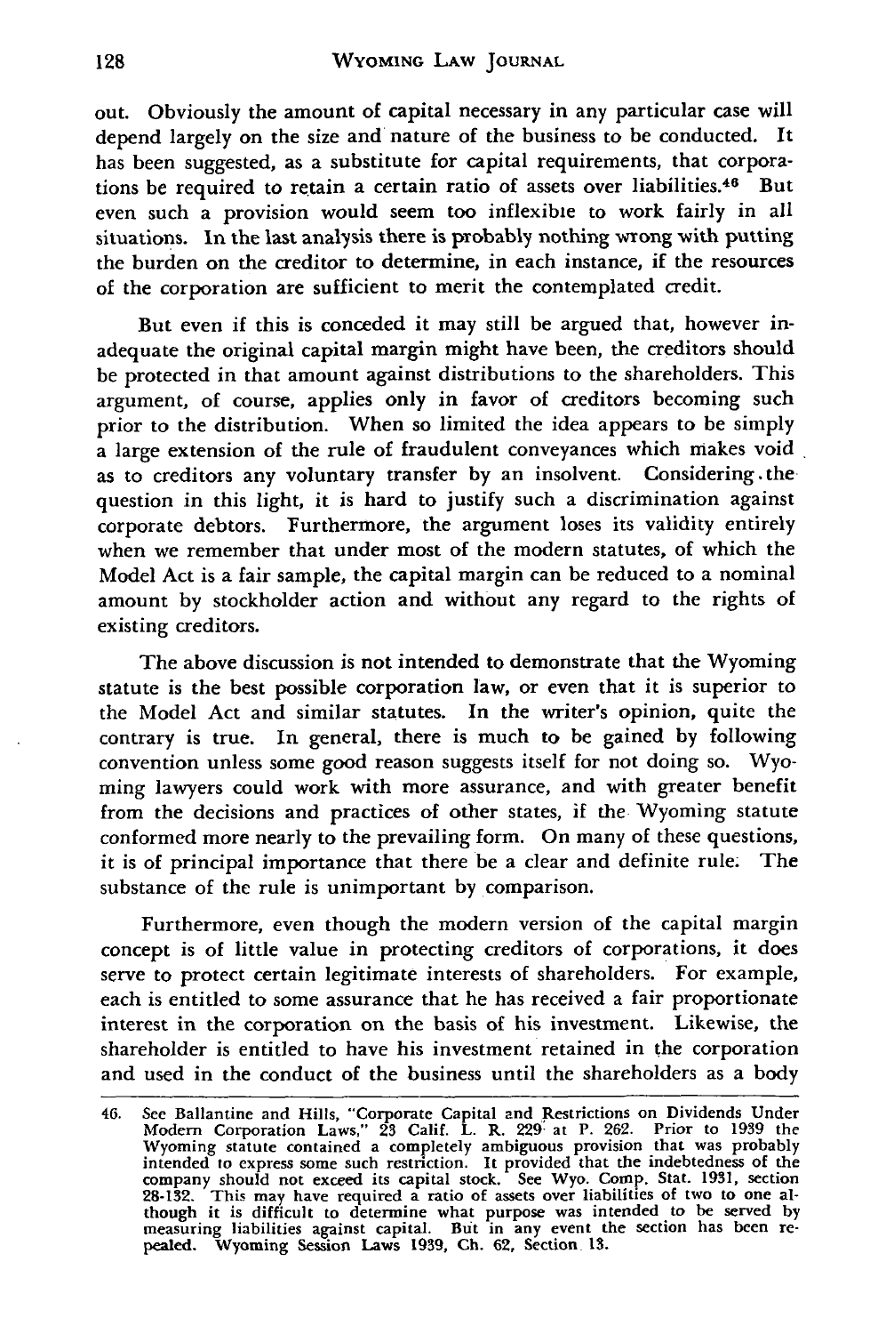out. Obviously the amount of capital necessary in any particular case will depend largely on the size and nature of the business to be conducted. It has been suggested, as a substitute for capital requirements, that corporations be required to retain a certain ratio of assets over liabilities.[46] But even such a provision would seem too inflexible to work fairly in all situations. In the last analysis there is probably nothing wrong with putting the burden on the creditor to determine, in each instance, if the resources of the corporation are sufficient to merit the contemplated credit.

But even if this is conceded it may still be argued that, however inadequate the original capital margin might have been, the creditors should be protected in that amount against distributions to the shareholders. This argument, of course, applies only in favor of creditors becoming such prior to the distribution. When so limited the idea appears to be simply a large extension of the rule of fraudulent conveyances which makes void as to creditors any voluntary transfer by an insolvent. Considering the question in this light, it is hard to justify such a discrimination against corporate debtors. Furthermore, the argument loses its validity entirely when we remember that under most of the modern statutes, of which the Model Act is a fair sample, the capital margin can be reduced to a nominal amount by stockholder action and without any regard to the rights of existing creditors.

The above discussion is not intended to demonstrate that the Wyoming statute is the best possible corporation law, or even that it is superior to the Model Act and similar statutes. In the writer's opinion, quite the contrary is true. In general, there is much to be gained by following convention unless some good reason suggests itself for not doing so. Wyoming lawyers could work with more assurance, and with greater benefit from the decisions and practices of other states, if the Wyoming statute conformed more nearly to the prevailing form. On many of these questions, it is of principal importance that there be a clear and definite rule. The substance of the rule is unimportant by comparison.

Furthermore, even though the modern version of the capital margin concept is of little value in protecting creditors of corporations, it does serve to protect certain legitimate interests of shareholders. For example, each is entitled to some assurance that he has received a fair proportionate interest in the corporation on the basis of his investment. Likewise, the shareholder is entitled to have his investment retained in the corporation and used in the conduct of the business until the shareholders as a body

46. See Ballantine and Hills, "Corporate Capital and Restrictions on Dividends Under Modern Corporation Laws," 23 Calif. L. R. 229 at P. 262. Prior to 1939 the Wyoming statute contained a completely ambiguous provision that was probably intended to express some such restriction. It provided that the indebtedness of the company should not exceed its capital stock. See Wyo. Comp. Stat. 1931, section 28-132. This may have required a ratio of assets over liabilities of two to one although it is difficult to determine what purpose was intended to be served by measuring liabilities against capital. But in any event the section has been repealed. Wyoming Session Laws 1939, Ch. 62, Section 13.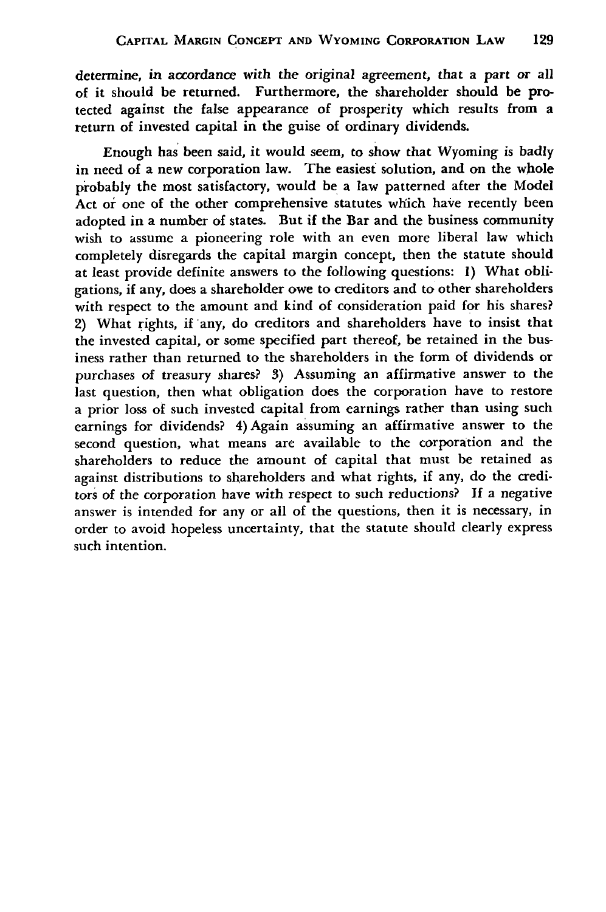determine, in accordance with the original agreement, that a part or all of it should be returned. Furthermore, the shareholder should be protected against the false appearance of prosperity which results from a return of invested capital in the guise of ordinary dividends.

Enough has been said, it would seem, to show that Wyoming is badly in need of a new corporation law. The easiest solution, and on the whole probably the most satisfactory, would be a law patterned after the Model Act or one of the other comprehensive statutes which have recently been adopted in a number of states. But if the Bar and the business community wish to assume a pioneering role with an even more liberal law which completely disregards the capital margin concept, then the statute should at least provide definite answers to the following questions: 1) What obligations, if any, does a shareholder owe to creditors and to other shareholders with respect to the amount and kind of consideration paid for his shares? 2) What rights, if any, do creditors and shareholders have to insist that the invested capital, or some specified part thereof, be retained in the business rather than returned to the shareholders in the form of dividends or purchases of treasury shares? 3) Assuming an affirmative answer to the last question, then what obligation does the corporation have to restore a prior loss of such invested capital from earnings rather than using such earnings for dividends? 4) Again assuming an affirmative answer to the second question, what means are available to the corporation and the shareholders to reduce the amount of capital that must be retained as against distributions to shareholders and what rights, if any, do the creditors of the corporation have with respect to such reductions? If a negative answer is intended for any or all of the questions, then it is necessary, in order to avoid hopeless uncertainty, that the statute should clearly express such intention.